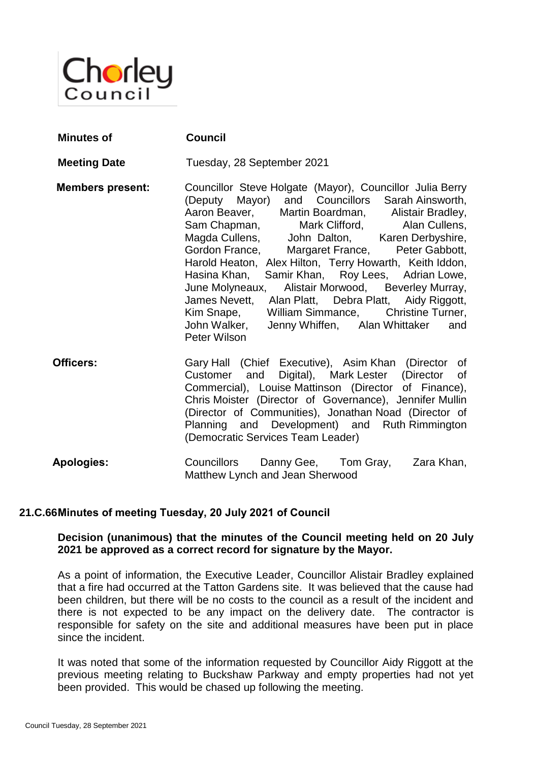Chorley Council

| | |
|---|---|
| **Minutes of** | **Council** |
| **Meeting Date** | Tuesday, 28 September 2021 |
| **Members present:** | Councillor Steve Holgate (Mayor), Councillor Julia Berry (Deputy Mayor) and Councillors Sarah Ainsworth, Aaron Beaver, Martin Boardman, Alistair Bradley, Sam Chapman, Mark Clifford, Alan Cullens, Magda Cullens, John Dalton, Karen Derbyshire, Gordon France, Margaret France, Peter Gabbott, Harold Heaton, Alex Hilton, Terry Howarth, Keith Iddon, Hasina Khan, Samir Khan, Roy Lees, Adrian Lowe, June Molyneaux, Alistair Morwood, Beverley Murray, James Nevett, Alan Platt, Debra Platt, Aidy Riggott, Kim Snape, William Simmance, Christine Turner, John Walker, Jenny Whiffen, Alan Whittaker and Peter Wilson |
| **Officers:** | Gary Hall (Chief Executive), Asim Khan (Director of Customer and Digital), Mark Lester (Director of Commercial), Louise Mattinson (Director of Finance), Chris Moister (Director of Governance), Jennifer Mullin (Director of Communities), Jonathan Noad (Director of Planning and Development) and Ruth Rimmington (Democratic Services Team Leader) |
| **Apologies:** | Councillors Danny Gee, Tom Gray, Zara Khan, Matthew Lynch and Jean Sherwood |

## 21.C.66 Minutes of meeting Tuesday, 20 July 2021 of Council

**Decision (unanimous) that the minutes of the Council meeting held on 20 July 2021 be approved as a correct record for signature by the Mayor.**

As a point of information, the Executive Leader, Councillor Alistair Bradley explained that a fire had occurred at the Tatton Gardens site. It was believed that the cause had been children, but there will be no costs to the council as a result of the incident and there is not expected to be any impact on the delivery date. The contractor is responsible for safety on the site and additional measures have been put in place since the incident.

It was noted that some of the information requested by Councillor Aidy Riggott at the previous meeting relating to Buckshaw Parkway and empty properties had not yet been provided. This would be chased up following the meeting.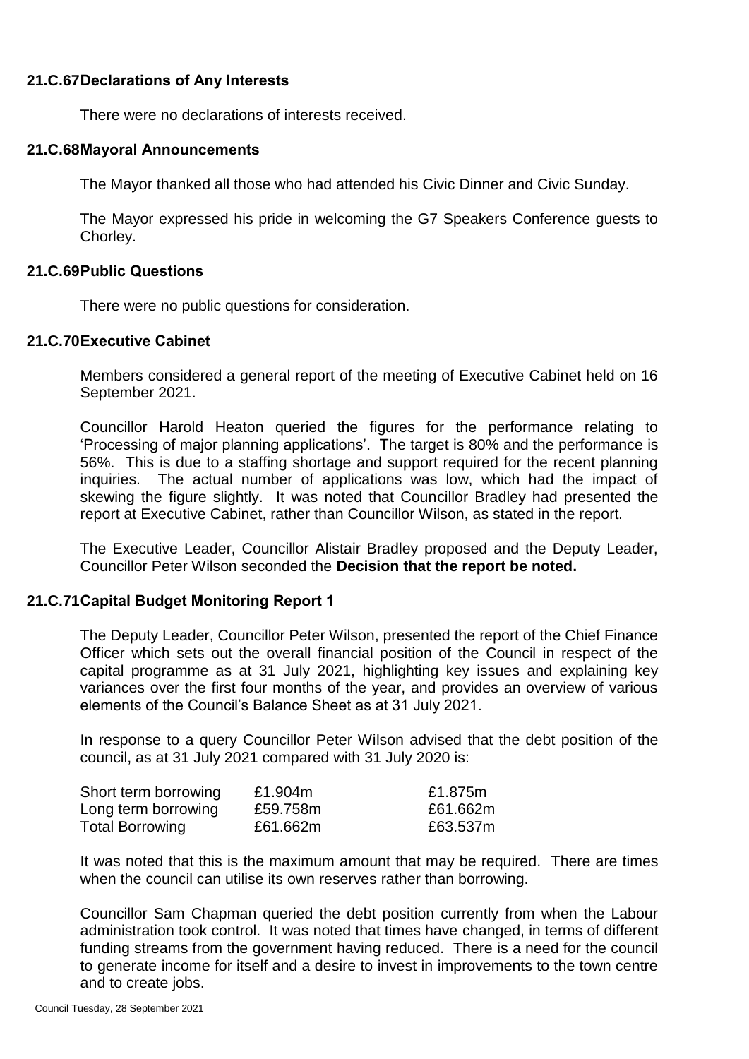## 21.C.67 Declarations of Any Interests

There were no declarations of interests received.

## 21.C.68 Mayoral Announcements

The Mayor thanked all those who had attended his Civic Dinner and Civic Sunday.

The Mayor expressed his pride in welcoming the G7 Speakers Conference guests to Chorley.

## 21.C.69 Public Questions

There were no public questions for consideration.

## 21.C.70 Executive Cabinet

Members considered a general report of the meeting of Executive Cabinet held on 16 September 2021.

Councillor Harold Heaton queried the figures for the performance relating to 'Processing of major planning applications'. The target is 80% and the performance is 56%. This is due to a staffing shortage and support required for the recent planning inquiries. The actual number of applications was low, which had the impact of skewing the figure slightly. It was noted that Councillor Bradley had presented the report at Executive Cabinet, rather than Councillor Wilson, as stated in the report.

The Executive Leader, Councillor Alistair Bradley proposed and the Deputy Leader, Councillor Peter Wilson seconded the **Decision that the report be noted.**

## 21.C.71 Capital Budget Monitoring Report 1

The Deputy Leader, Councillor Peter Wilson, presented the report of the Chief Finance Officer which sets out the overall financial position of the Council in respect of the capital programme as at 31 July 2021, highlighting key issues and explaining key variances over the first four months of the year, and provides an overview of various elements of the Council's Balance Sheet as at 31 July 2021.

In response to a query Councillor Peter Wilson advised that the debt position of the council, as at 31 July 2021 compared with 31 July 2020 is:

| | | |
|---|---|---|
| Short term borrowing | £1.904m | £1.875m |
| Long term borrowing | £59.758m | £61.662m |
| Total Borrowing | £61.662m | £63.537m |

It was noted that this is the maximum amount that may be required. There are times when the council can utilise its own reserves rather than borrowing.

Councillor Sam Chapman queried the debt position currently from when the Labour administration took control. It was noted that times have changed, in terms of different funding streams from the government having reduced. There is a need for the council to generate income for itself and a desire to invest in improvements to the town centre and to create jobs.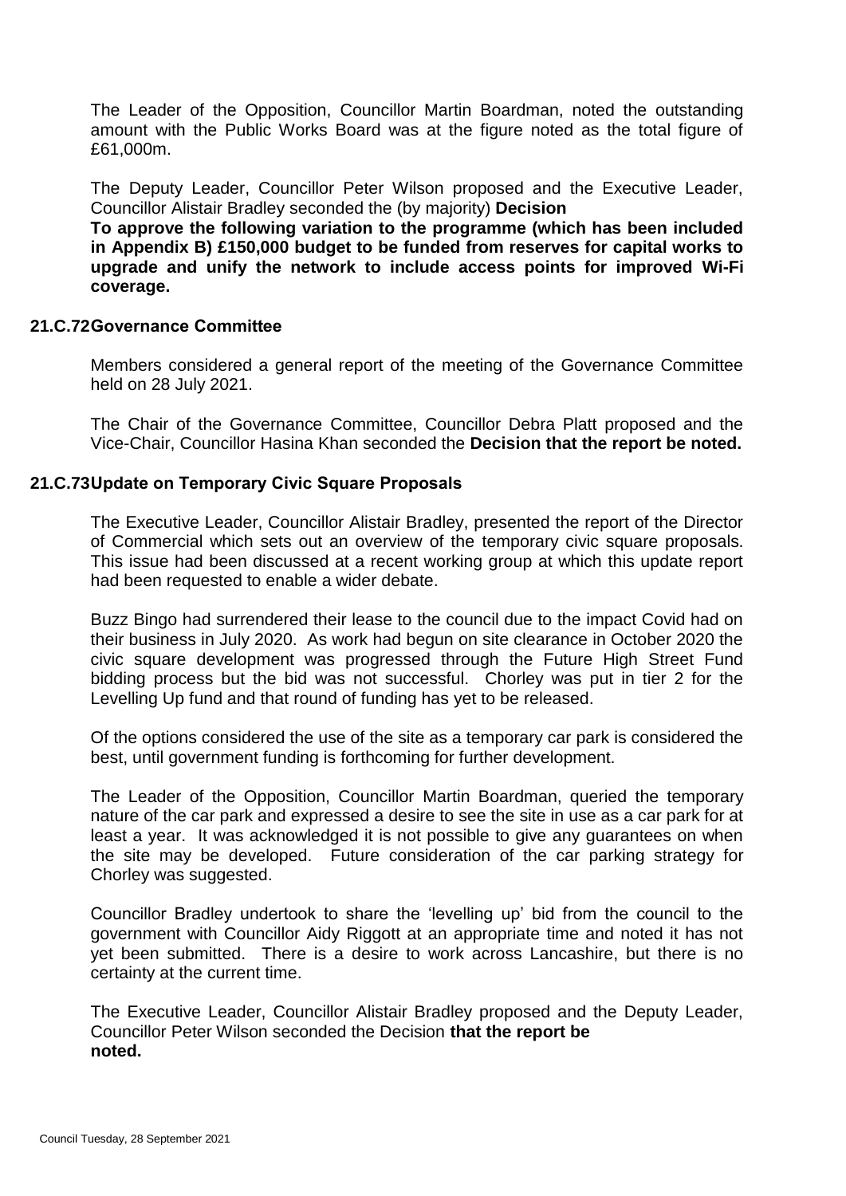The Leader of the Opposition, Councillor Martin Boardman, noted the outstanding amount with the Public Works Board was at the figure noted as the total figure of £61,000m.

The Deputy Leader, Councillor Peter Wilson proposed and the Executive Leader, Councillor Alistair Bradley seconded the (by majority) **Decision**
**To approve the following variation to the programme (which has been included in Appendix B) £150,000 budget to be funded from reserves for capital works to upgrade and unify the network to include access points for improved Wi-Fi coverage.**

## 21.C.72 Governance Committee

Members considered a general report of the meeting of the Governance Committee held on 28 July 2021.

The Chair of the Governance Committee, Councillor Debra Platt proposed and the Vice-Chair, Councillor Hasina Khan seconded the **Decision that the report be noted.**

## 21.C.73 Update on Temporary Civic Square Proposals

The Executive Leader, Councillor Alistair Bradley, presented the report of the Director of Commercial which sets out an overview of the temporary civic square proposals. This issue had been discussed at a recent working group at which this update report had been requested to enable a wider debate.

Buzz Bingo had surrendered their lease to the council due to the impact Covid had on their business in July 2020. As work had begun on site clearance in October 2020 the civic square development was progressed through the Future High Street Fund bidding process but the bid was not successful. Chorley was put in tier 2 for the Levelling Up fund and that round of funding has yet to be released.

Of the options considered the use of the site as a temporary car park is considered the best, until government funding is forthcoming for further development.

The Leader of the Opposition, Councillor Martin Boardman, queried the temporary nature of the car park and expressed a desire to see the site in use as a car park for at least a year. It was acknowledged it is not possible to give any guarantees on when the site may be developed. Future consideration of the car parking strategy for Chorley was suggested.

Councillor Bradley undertook to share the 'levelling up' bid from the council to the government with Councillor Aidy Riggott at an appropriate time and noted it has not yet been submitted. There is a desire to work across Lancashire, but there is no certainty at the current time.

The Executive Leader, Councillor Alistair Bradley proposed and the Deputy Leader, Councillor Peter Wilson seconded the Decision **that the report be noted.**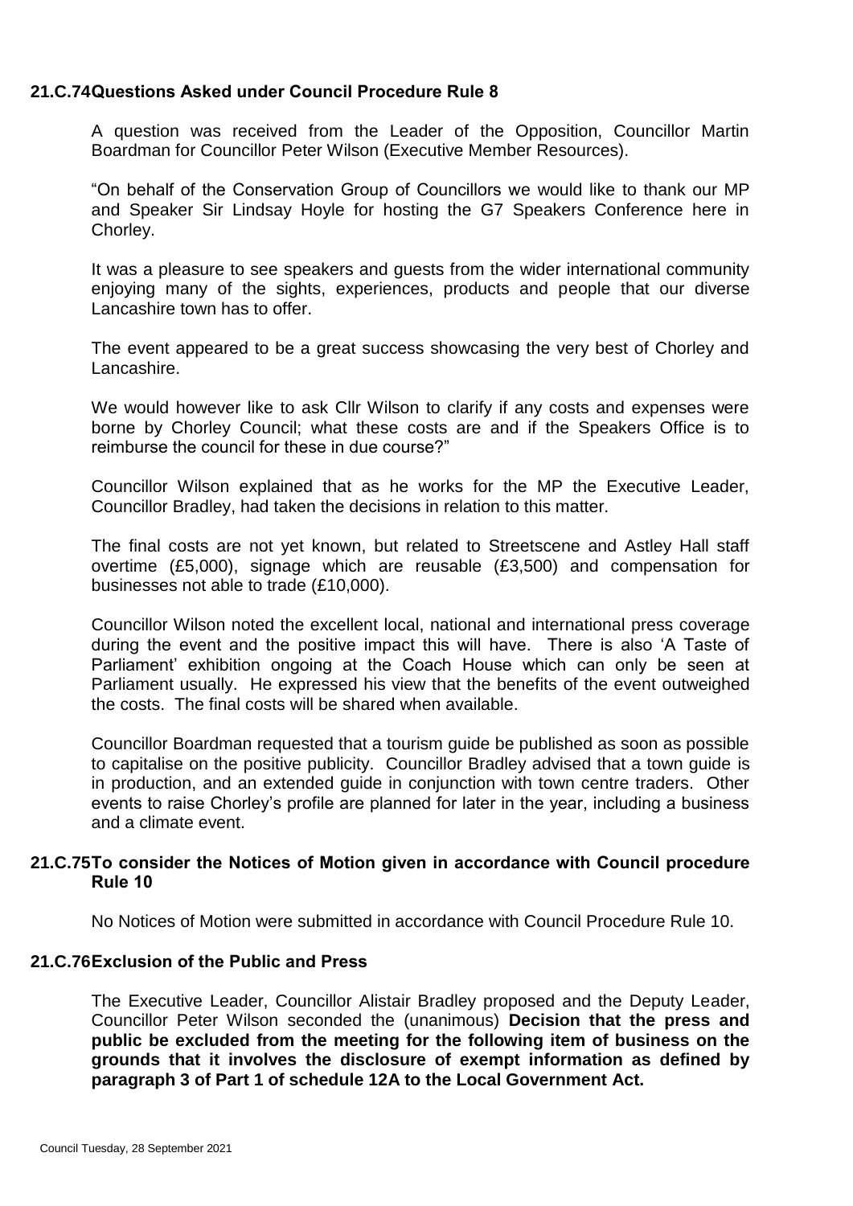## 21.C.74 Questions Asked under Council Procedure Rule 8

A question was received from the Leader of the Opposition, Councillor Martin Boardman for Councillor Peter Wilson (Executive Member Resources).

"On behalf of the Conservation Group of Councillors we would like to thank our MP and Speaker Sir Lindsay Hoyle for hosting the G7 Speakers Conference here in Chorley.

It was a pleasure to see speakers and guests from the wider international community enjoying many of the sights, experiences, products and people that our diverse Lancashire town has to offer.

The event appeared to be a great success showcasing the very best of Chorley and Lancashire.

We would however like to ask Cllr Wilson to clarify if any costs and expenses were borne by Chorley Council; what these costs are and if the Speakers Office is to reimburse the council for these in due course?"

Councillor Wilson explained that as he works for the MP the Executive Leader, Councillor Bradley, had taken the decisions in relation to this matter.

The final costs are not yet known, but related to Streetscene and Astley Hall staff overtime (£5,000), signage which are reusable (£3,500) and compensation for businesses not able to trade (£10,000).

Councillor Wilson noted the excellent local, national and international press coverage during the event and the positive impact this will have. There is also 'A Taste of Parliament' exhibition ongoing at the Coach House which can only be seen at Parliament usually. He expressed his view that the benefits of the event outweighed the costs. The final costs will be shared when available.

Councillor Boardman requested that a tourism guide be published as soon as possible to capitalise on the positive publicity. Councillor Bradley advised that a town guide is in production, and an extended guide in conjunction with town centre traders. Other events to raise Chorley's profile are planned for later in the year, including a business and a climate event.

## 21.C.75 To consider the Notices of Motion given in accordance with Council procedure Rule 10

No Notices of Motion were submitted in accordance with Council Procedure Rule 10.

## 21.C.76 Exclusion of the Public and Press

The Executive Leader, Councillor Alistair Bradley proposed and the Deputy Leader, Councillor Peter Wilson seconded the (unanimous) **Decision that the press and public be excluded from the meeting for the following item of business on the grounds that it involves the disclosure of exempt information as defined by paragraph 3 of Part 1 of schedule 12A to the Local Government Act.**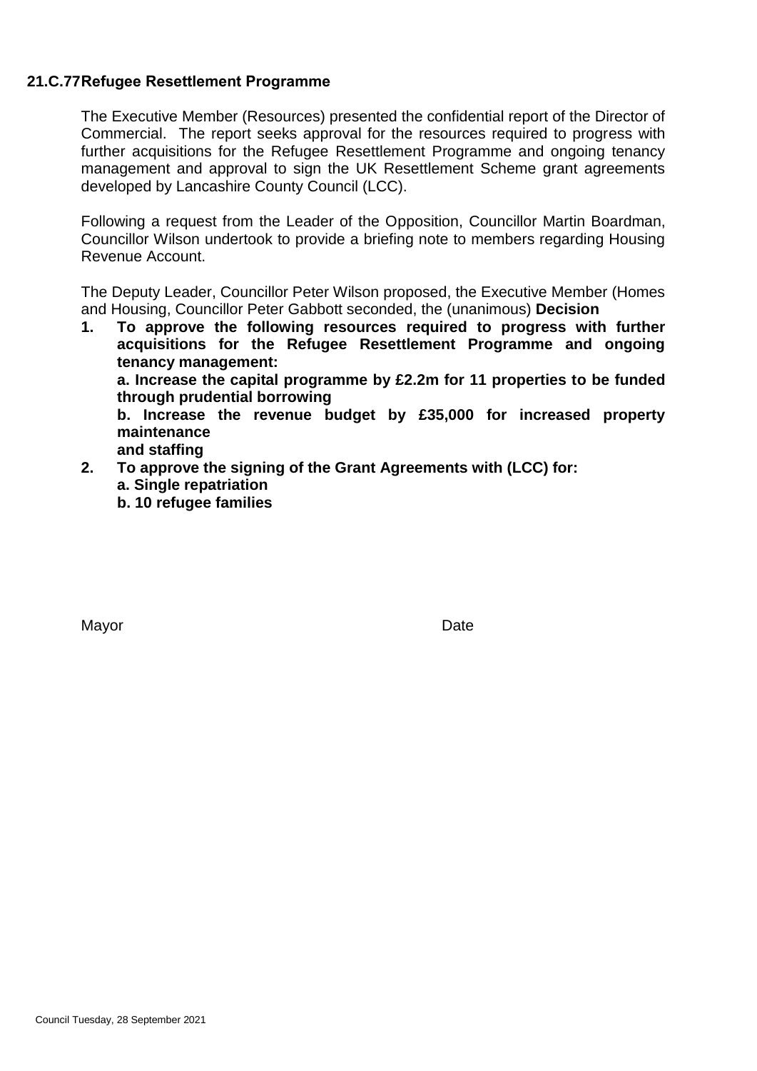## 21.C.77 Refugee Resettlement Programme

The Executive Member (Resources) presented the confidential report of the Director of Commercial. The report seeks approval for the resources required to progress with further acquisitions for the Refugee Resettlement Programme and ongoing tenancy management and approval to sign the UK Resettlement Scheme grant agreements developed by Lancashire County Council (LCC).

Following a request from the Leader of the Opposition, Councillor Martin Boardman, Councillor Wilson undertook to provide a briefing note to members regarding Housing Revenue Account.

The Deputy Leader, Councillor Peter Wilson proposed, the Executive Member (Homes and Housing, Councillor Peter Gabbott seconded, the (unanimous) **Decision**

1. **To approve the following resources required to progress with further acquisitions for the Refugee Resettlement Programme and ongoing tenancy management:**

   **a. Increase the capital programme by £2.2m for 11 properties to be funded through prudential borrowing**

   **b. Increase the revenue budget by £35,000 for increased property maintenance and staffing**

2. **To approve the signing of the Grant Agreements with (LCC) for:**

   **a. Single repatriation**

   **b. 10 refugee families**

Mayor Date